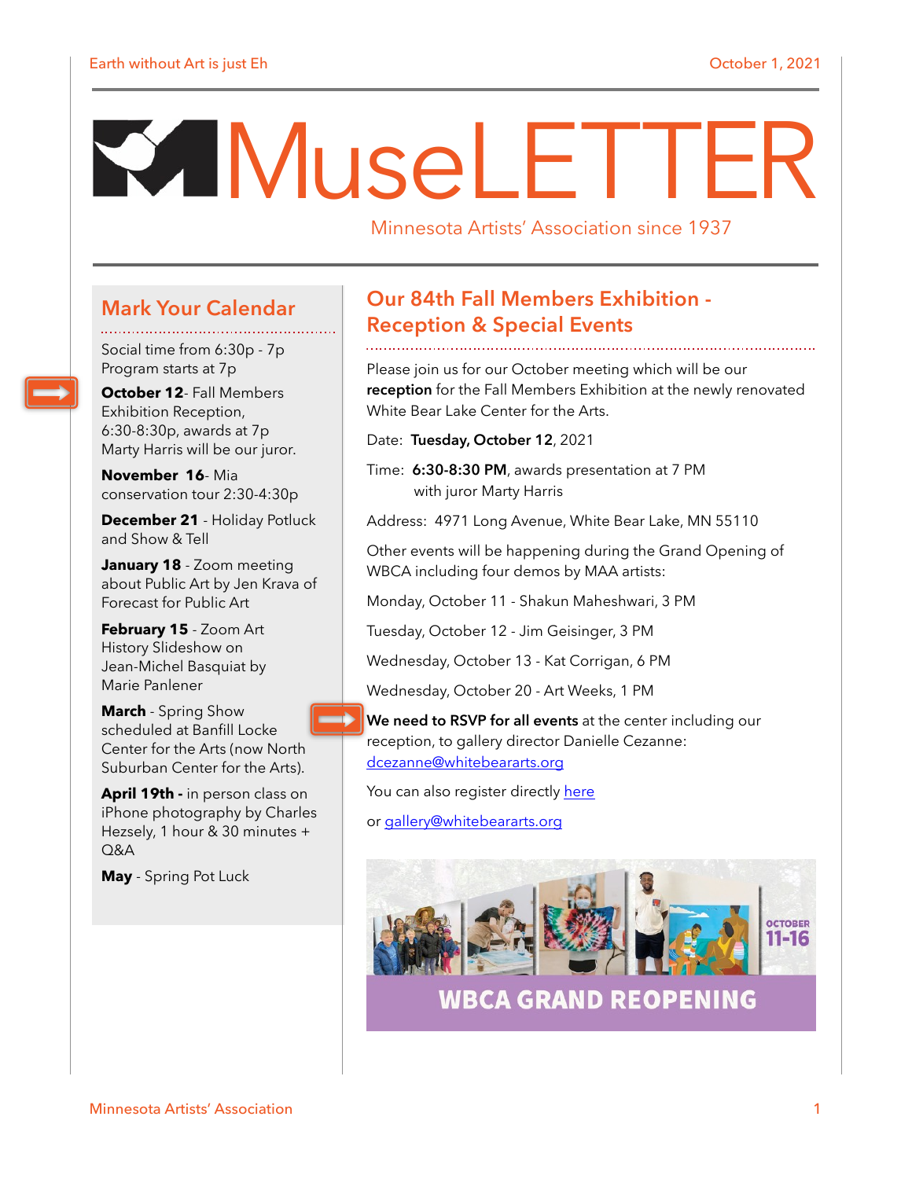Earth without Art is just Eh

October 1, 2021

# MuseLETTER

Minnesota Artists' Association since 1937

## Mark Your Calendar

Social time from 6:30p - 7p
Program starts at 7p

**October 12**- Fall Members Exhibition Reception, 6:30-8:30p, awards at 7p
Marty Harris will be our juror.

**November 16**- Mia conservation tour 2:30-4:30p

**December 21** - Holiday Potluck and Show & Tell

**January 18** - Zoom meeting about Public Art by Jen Krava of Forecast for Public Art

**February 15** - Zoom Art History Slideshow on Jean-Michel Basquiat by Marie Panlener

**March** - Spring Show scheduled at Banfill Locke Center for the Arts (now North Suburban Center for the Arts).

**April 19th -** in person class on iPhone photography by Charles Hezsely, 1 hour & 30 minutes + Q&A

**May** - Spring Pot Luck

## Our 84th Fall Members Exhibition - Reception & Special Events

Please join us for our October meeting which will be our **reception** for the Fall Members Exhibition at the newly renovated White Bear Lake Center for the Arts.

Date: **Tuesday, October 12**, 2021

Time: **6:30-8:30 PM**, awards presentation at 7 PM
with juror Marty Harris

Address: 4971 Long Avenue, White Bear Lake, MN 55110

Other events will be happening during the Grand Opening of WBCA including four demos by MAA artists:

Monday, October 11 - Shakun Maheshwari, 3 PM

Tuesday, October 12 - Jim Geisinger, 3 PM

Wednesday, October 13 - Kat Corrigan, 6 PM

Wednesday, October 20 - Art Weeks, 1 PM

**We need to RSVP for all events** at the center including our reception, to gallery director Danielle Cezanne: dcezanne@whitebeararts.org

You can also register directly here

or gallery@whitebeararts.org

OCTOBER 11-16

WBCA GRAND REOPENING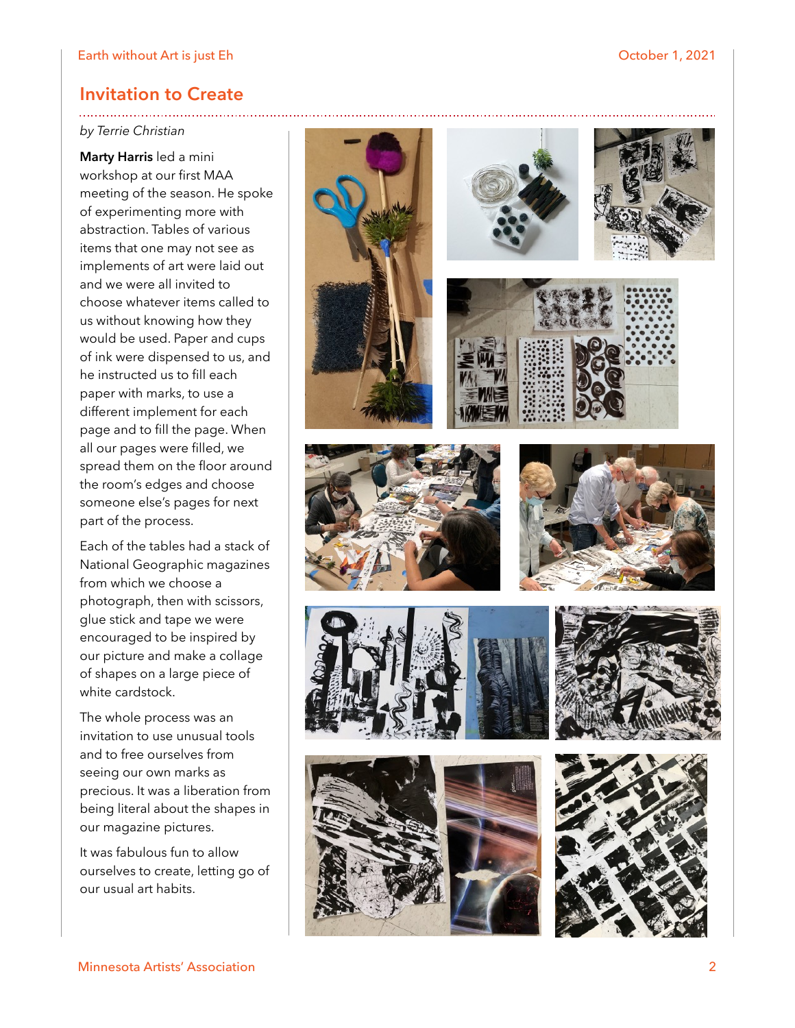## Invitation to Create

*by Terrie Christian*

**Marty Harris** led a mini workshop at our first MAA meeting of the season. He spoke of experimenting more with abstraction. Tables of various items that one may not see as implements of art were laid out and we were all invited to choose whatever items called to us without knowing how they would be used. Paper and cups of ink were dispensed to us, and he instructed us to fill each paper with marks, to use a different implement for each page and to fill the page. When all our pages were filled, we spread them on the floor around the room's edges and choose someone else's pages for next part of the process.

Each of the tables had a stack of National Geographic magazines from which we choose a photograph, then with scissors, glue stick and tape we were encouraged to be inspired by our picture and make a collage of shapes on a large piece of white cardstock.

The whole process was an invitation to use unusual tools and to free ourselves from seeing our own marks as precious. It was a liberation from being literal about the shapes in our magazine pictures.

It was fabulous fun to allow ourselves to create, letting go of our usual art habits.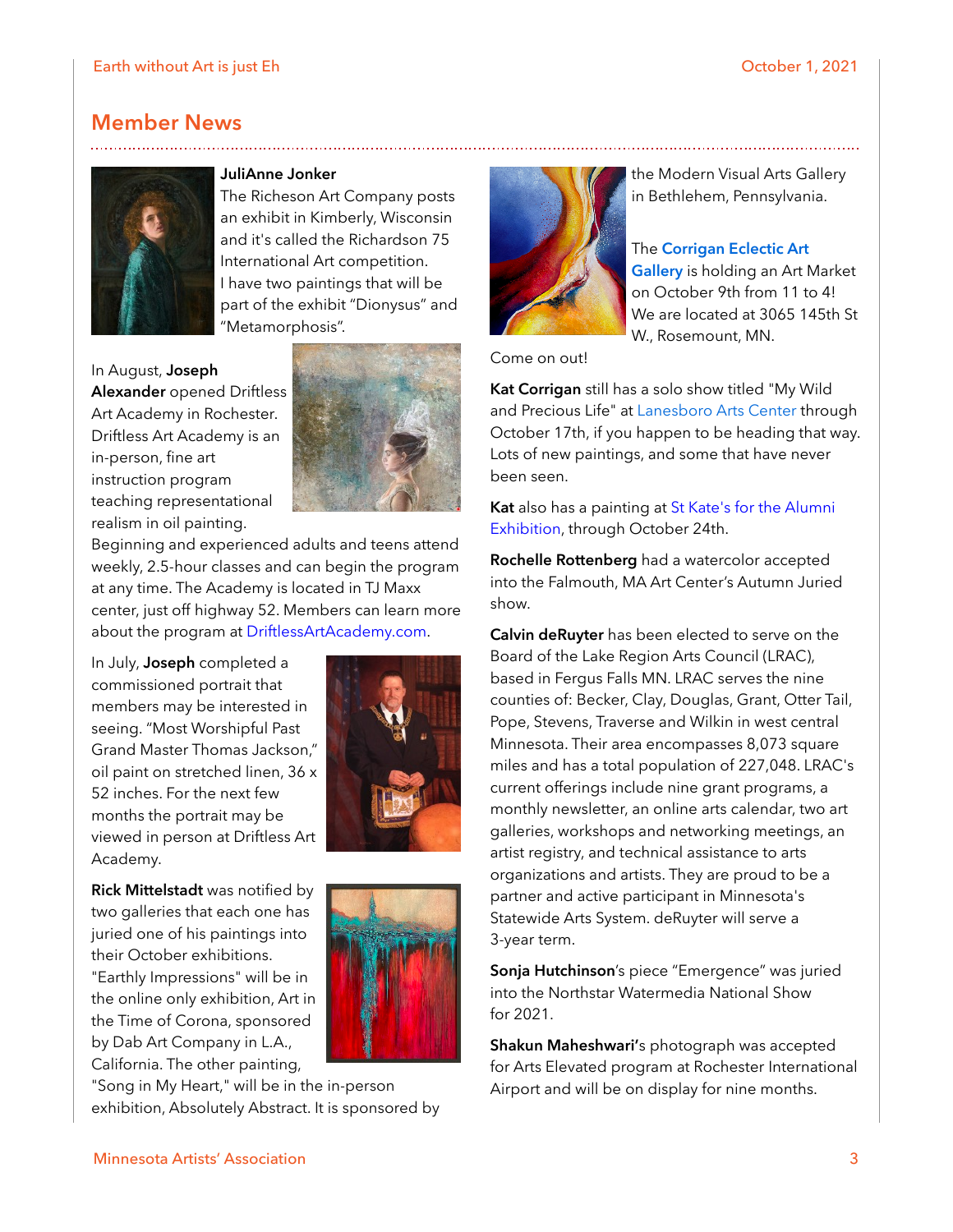## Member News

**JuliAnne Jonker**
The Richeson Art Company posts an exhibit in Kimberly, Wisconsin and it's called the Richardson 75 International Art competition. I have two paintings that will be part of the exhibit "Dionysus" and "Metamorphosis".

In August, **Joseph Alexander** opened Driftless Art Academy in Rochester. Driftless Art Academy is an in-person, fine art instruction program teaching representational realism in oil painting. Beginning and experienced adults and teens attend weekly, 2.5-hour classes and can begin the program at any time. The Academy is located in TJ Maxx center, just off highway 52. Members can learn more about the program at DriftlessArtAcademy.com.

In July, **Joseph** completed a commissioned portrait that members may be interested in seeing. "Most Worshipful Past Grand Master Thomas Jackson," oil paint on stretched linen, 36 x 52 inches. For the next few months the portrait may be viewed in person at Driftless Art Academy.

**Rick Mittelstadt** was notified by two galleries that each one has juried one of his paintings into their October exhibitions. "Earthly Impressions" will be in the online only exhibition, Art in the Time of Corona, sponsored by Dab Art Company in L.A., California. The other painting, "Song in My Heart," will be in the in-person exhibition, Absolutely Abstract. It is sponsored by the Modern Visual Arts Gallery in Bethlehem, Pennsylvania.

The **Corrigan Eclectic Art Gallery** is holding an Art Market on October 9th from 11 to 4! We are located at 3065 145th St W., Rosemount, MN. Come on out!

**Kat Corrigan** still has a solo show titled "My Wild and Precious Life" at Lanesboro Arts Center through October 17th, if you happen to be heading that way. Lots of new paintings, and some that have never been seen.

**Kat** also has a painting at St Kate's for the Alumni Exhibition, through October 24th.

**Rochelle Rottenberg** had a watercolor accepted into the Falmouth, MA Art Center's Autumn Juried show.

**Calvin deRuyter** has been elected to serve on the Board of the Lake Region Arts Council (LRAC), based in Fergus Falls MN. LRAC serves the nine counties of: Becker, Clay, Douglas, Grant, Otter Tail, Pope, Stevens, Traverse and Wilkin in west central Minnesota. Their area encompasses 8,073 square miles and has a total population of 227,048. LRAC's current offerings include nine grant programs, a monthly newsletter, an online arts calendar, two art galleries, workshops and networking meetings, an artist registry, and technical assistance to arts organizations and artists. They are proud to be a partner and active participant in Minnesota's Statewide Arts System. deRuyter will serve a 3-year term.

**Sonja Hutchinson**'s piece "Emergence" was juried into the Northstar Watermedia National Show for 2021.

**Shakun Maheshwari'**s photograph was accepted for Arts Elevated program at Rochester International Airport and will be on display for nine months.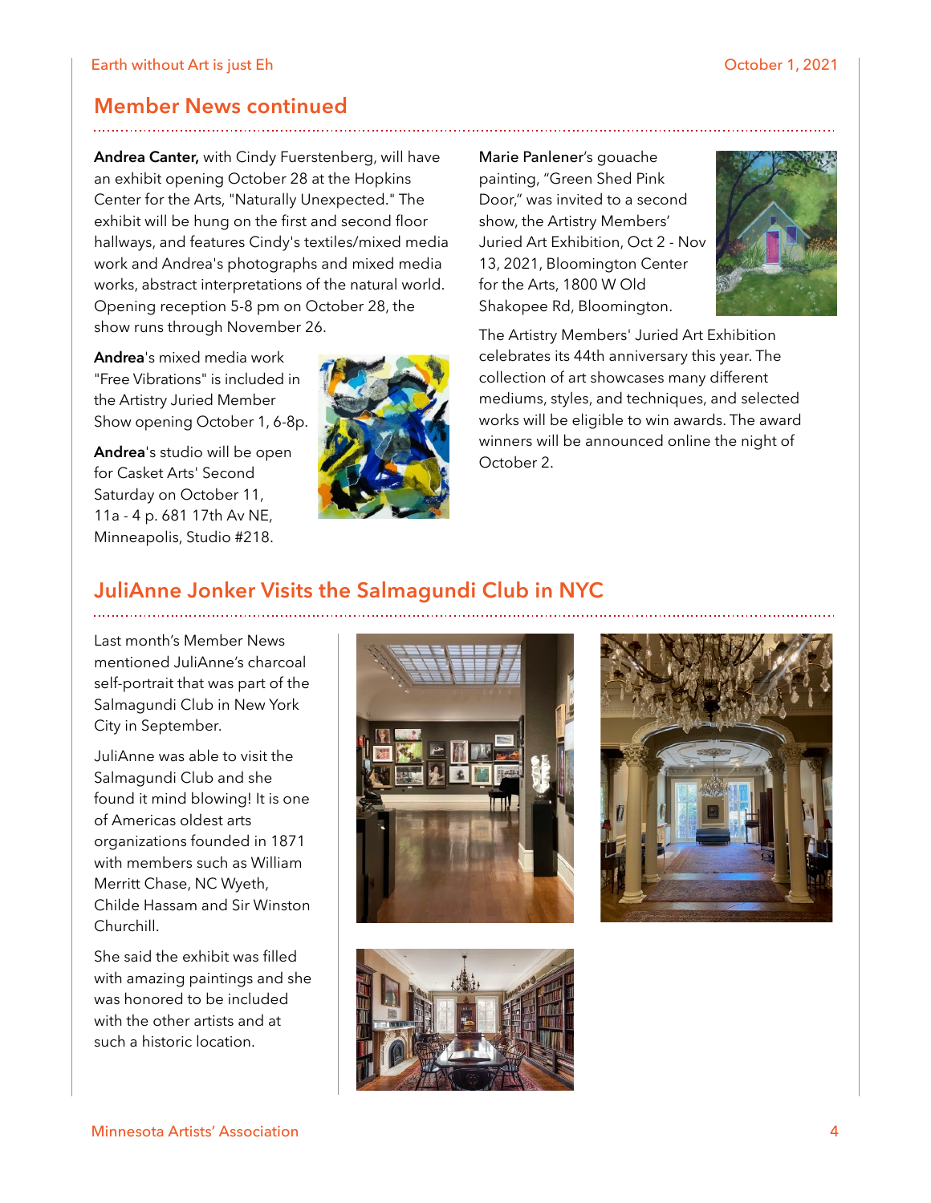## Member News continued

**Andrea Canter,** with Cindy Fuerstenberg, will have an exhibit opening October 28 at the Hopkins Center for the Arts, "Naturally Unexpected." The exhibit will be hung on the first and second floor hallways, and features Cindy's textiles/mixed media work and Andrea's photographs and mixed media works, abstract interpretations of the natural world. Opening reception 5-8 pm on October 28, the show runs through November 26.

**Andrea**'s mixed media work "Free Vibrations" is included in the Artistry Juried Member Show opening October 1, 6-8p.

**Andrea**'s studio will be open for Casket Arts' Second Saturday on October 11, 11a - 4 p. 681 17th Av NE, Minneapolis, Studio #218.

**Marie Panlener**'s gouache painting, "Green Shed Pink Door," was invited to a second show, the Artistry Members' Juried Art Exhibition, Oct 2 - Nov 13, 2021, Bloomington Center for the Arts, 1800 W Old Shakopee Rd, Bloomington.

The Artistry Members' Juried Art Exhibition celebrates its 44th anniversary this year. The collection of art showcases many different mediums, styles, and techniques, and selected works will be eligible to win awards. The award winners will be announced online the night of October 2.

## JuliAnne Jonker Visits the Salmagundi Club in NYC

Last month's Member News mentioned JuliAnne's charcoal self-portrait that was part of the Salmagundi Club in New York City in September.

JuliAnne was able to visit the Salmagundi Club and she found it mind blowing! It is one of Americas oldest arts organizations founded in 1871 with members such as William Merritt Chase, NC Wyeth, Childe Hassam and Sir Winston Churchill.

She said the exhibit was filled with amazing paintings and she was honored to be included with the other artists and at such a historic location.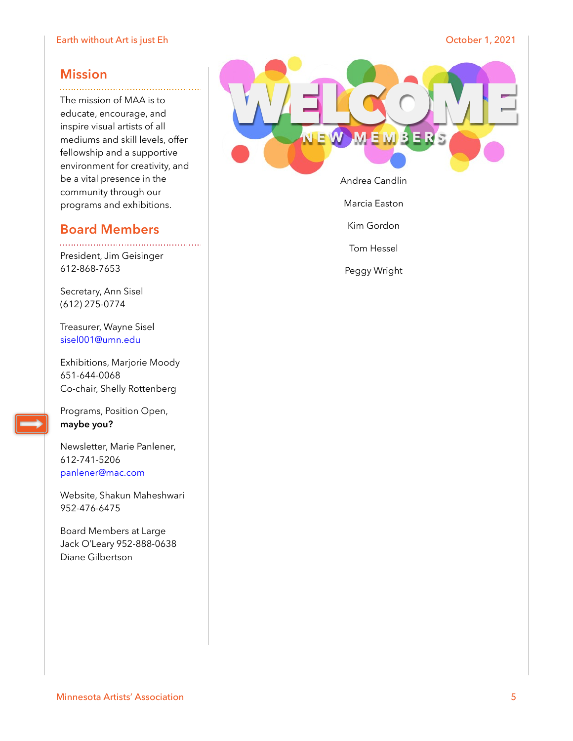## Mission

The mission of MAA is to educate, encourage, and inspire visual artists of all mediums and skill levels, offer fellowship and a supportive environment for creativity, and be a vital presence in the community through our programs and exhibitions.

## Board Members

President, Jim Geisinger
612-868-7653

Secretary, Ann Sisel
(612) 275-0774

Treasurer, Wayne Sisel
sisel001@umn.edu

Exhibitions, Marjorie Moody
651-644-0068
Co-chair, Shelly Rottenberg

Programs, Position Open,
**maybe you?**

Newsletter, Marie Panlener,
612-741-5206
panlener@mac.com

Website, Shakun Maheshwari
952-476-6475

Board Members at Large
Jack O'Leary 952-888-0638
Diane Gilbertson

# WELCOME

## NEW MEMBERS

Andrea Candlin

Marcia Easton

Kim Gordon

Tom Hessel

Peggy Wright